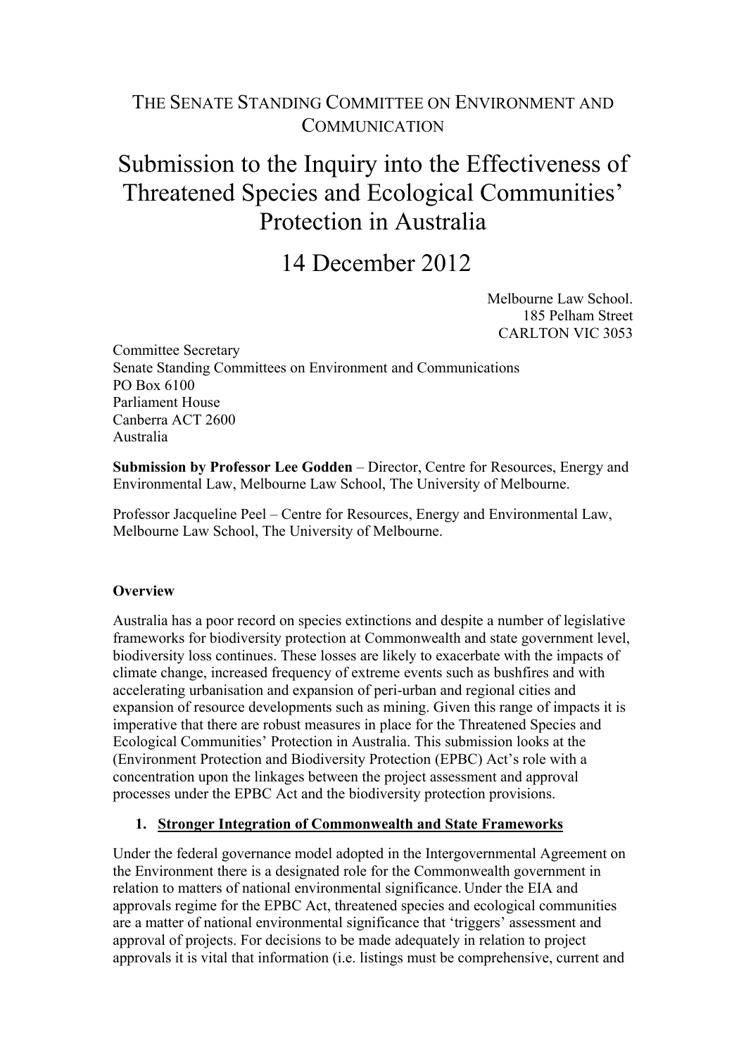# The Senate Standing Committee on Environment and Communication

# Submission to the Inquiry into the Effectiveness of Threatened Species and Ecological Communities' Protection in Australia

## 14 December 2012

Melbourne Law School.
185 Pelham Street
CARLTON VIC 3053

Committee Secretary
Senate Standing Committees on Environment and Communications
PO Box 6100
Parliament House
Canberra ACT 2600
Australia

**Submission by Professor Lee Godden** – Director, Centre for Resources, Energy and Environmental Law, Melbourne Law School, The University of Melbourne.

Professor Jacqueline Peel – Centre for Resources, Energy and Environmental Law, Melbourne Law School, The University of Melbourne.

**Overview**

Australia has a poor record on species extinctions and despite a number of legislative frameworks for biodiversity protection at Commonwealth and state government level, biodiversity loss continues. These losses are likely to exacerbate with the impacts of climate change, increased frequency of extreme events such as bushfires and with accelerating urbanisation and expansion of peri-urban and regional cities and expansion of resource developments such as mining. Given this range of impacts it is imperative that there are robust measures in place for the Threatened Species and Ecological Communities' Protection in Australia. This submission looks at the (Environment Protection and Biodiversity Protection (EPBC) Act's role with a concentration upon the linkages between the project assessment and approval processes under the EPBC Act and the biodiversity protection provisions.

1. **Stronger Integration of Commonwealth and State Frameworks**

Under the federal governance model adopted in the Intergovernmental Agreement on the Environment there is a designated role for the Commonwealth government in relation to matters of national environmental significance. Under the EIA and approvals regime for the EPBC Act, threatened species and ecological communities are a matter of national environmental significance that 'triggers' assessment and approval of projects. For decisions to be made adequately in relation to project approvals it is vital that information (i.e. listings must be comprehensive, current and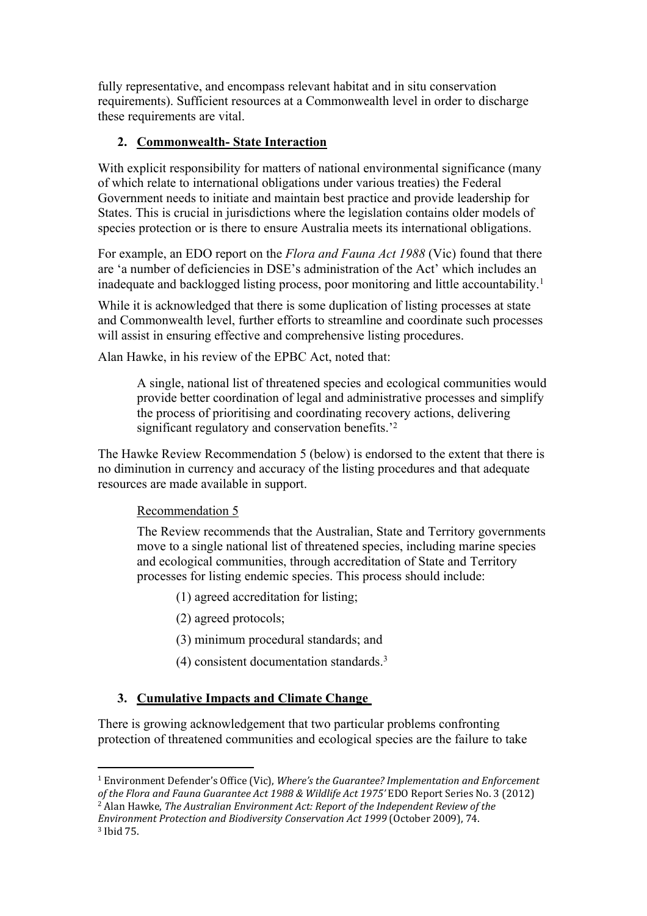fully representative, and encompass relevant habitat and in situ conservation requirements). Sufficient resources at a Commonwealth level in order to discharge these requirements are vital.

## 2. Commonwealth- State Interaction

With explicit responsibility for matters of national environmental significance (many of which relate to international obligations under various treaties) the Federal Government needs to initiate and maintain best practice and provide leadership for States. This is crucial in jurisdictions where the legislation contains older models of species protection or is there to ensure Australia meets its international obligations.

For example, an EDO report on the *Flora and Fauna Act 1988* (Vic) found that there are 'a number of deficiencies in DSE's administration of the Act' which includes an inadequate and backlogged listing process, poor monitoring and little accountability.[1]

While it is acknowledged that there is some duplication of listing processes at state and Commonwealth level, further efforts to streamline and coordinate such processes will assist in ensuring effective and comprehensive listing procedures.

Alan Hawke, in his review of the EPBC Act, noted that:

> A single, national list of threatened species and ecological communities would provide better coordination of legal and administrative processes and simplify the process of prioritising and coordinating recovery actions, delivering significant regulatory and conservation benefits.'[2]

The Hawke Review Recommendation 5 (below) is endorsed to the extent that there is no diminution in currency and accuracy of the listing procedures and that adequate resources are made available in support.

> Recommendation 5
>
> The Review recommends that the Australian, State and Territory governments move to a single national list of threatened species, including marine species and ecological communities, through accreditation of State and Territory processes for listing endemic species. This process should include:
>
> (1) agreed accreditation for listing;
>
> (2) agreed protocols;
>
> (3) minimum procedural standards; and
>
> (4) consistent documentation standards.[3]

## 3. Cumulative Impacts and Climate Change

There is growing acknowledgement that two particular problems confronting protection of threatened communities and ecological species are the failure to take

---

[1] Environment Defender's Office (Vic), *Where's the Guarantee? Implementation and Enforcement of the Flora and Fauna Guarantee Act 1988 & Wildlife Act 1975'* EDO Report Series No. 3 (2012)

[2] Alan Hawke, *The Australian Environment Act: Report of the Independent Review of the Environment Protection and Biodiversity Conservation Act 1999* (October 2009), 74.

[3] Ibid 75.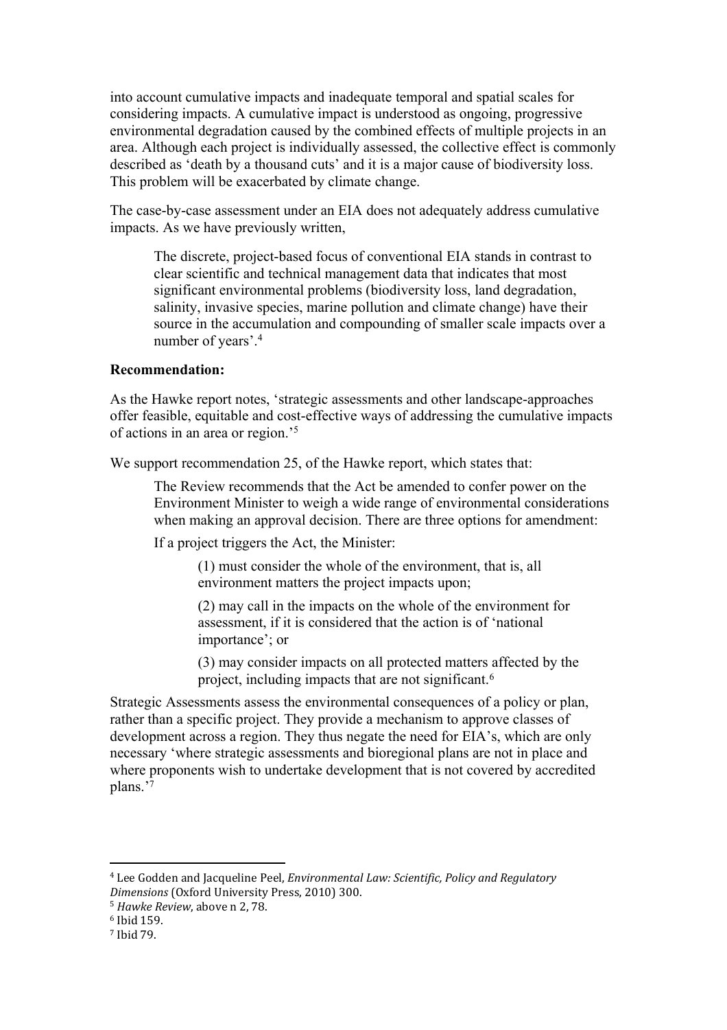into account cumulative impacts and inadequate temporal and spatial scales for considering impacts. A cumulative impact is understood as ongoing, progressive environmental degradation caused by the combined effects of multiple projects in an area. Although each project is individually assessed, the collective effect is commonly described as 'death by a thousand cuts' and it is a major cause of biodiversity loss. This problem will be exacerbated by climate change.

The case-by-case assessment under an EIA does not adequately address cumulative impacts. As we have previously written,

> The discrete, project-based focus of conventional EIA stands in contrast to clear scientific and technical management data that indicates that most significant environmental problems (biodiversity loss, land degradation, salinity, invasive species, marine pollution and climate change) have their source in the accumulation and compounding of smaller scale impacts over a number of years'.[4]

**Recommendation:**

As the Hawke report notes, 'strategic assessments and other landscape-approaches offer feasible, equitable and cost-effective ways of addressing the cumulative impacts of actions in an area or region.'[5]

We support recommendation 25, of the Hawke report, which states that:

> The Review recommends that the Act be amended to confer power on the Environment Minister to weigh a wide range of environmental considerations when making an approval decision. There are three options for amendment:
>
> If a project triggers the Act, the Minister:
>
> > (1) must consider the whole of the environment, that is, all environment matters the project impacts upon;
> >
> > (2) may call in the impacts on the whole of the environment for assessment, if it is considered that the action is of 'national importance'; or
> >
> > (3) may consider impacts on all protected matters affected by the project, including impacts that are not significant.[6]

Strategic Assessments assess the environmental consequences of a policy or plan, rather than a specific project. They provide a mechanism to approve classes of development across a region. They thus negate the need for EIA's, which are only necessary 'where strategic assessments and bioregional plans are not in place and where proponents wish to undertake development that is not covered by accredited plans.'[7]

---

[4] Lee Godden and Jacqueline Peel, *Environmental Law: Scientific, Policy and Regulatory Dimensions* (Oxford University Press, 2010) 300.

[5] *Hawke Review*, above n 2, 78.

[6] Ibid 159.

[7] Ibid 79.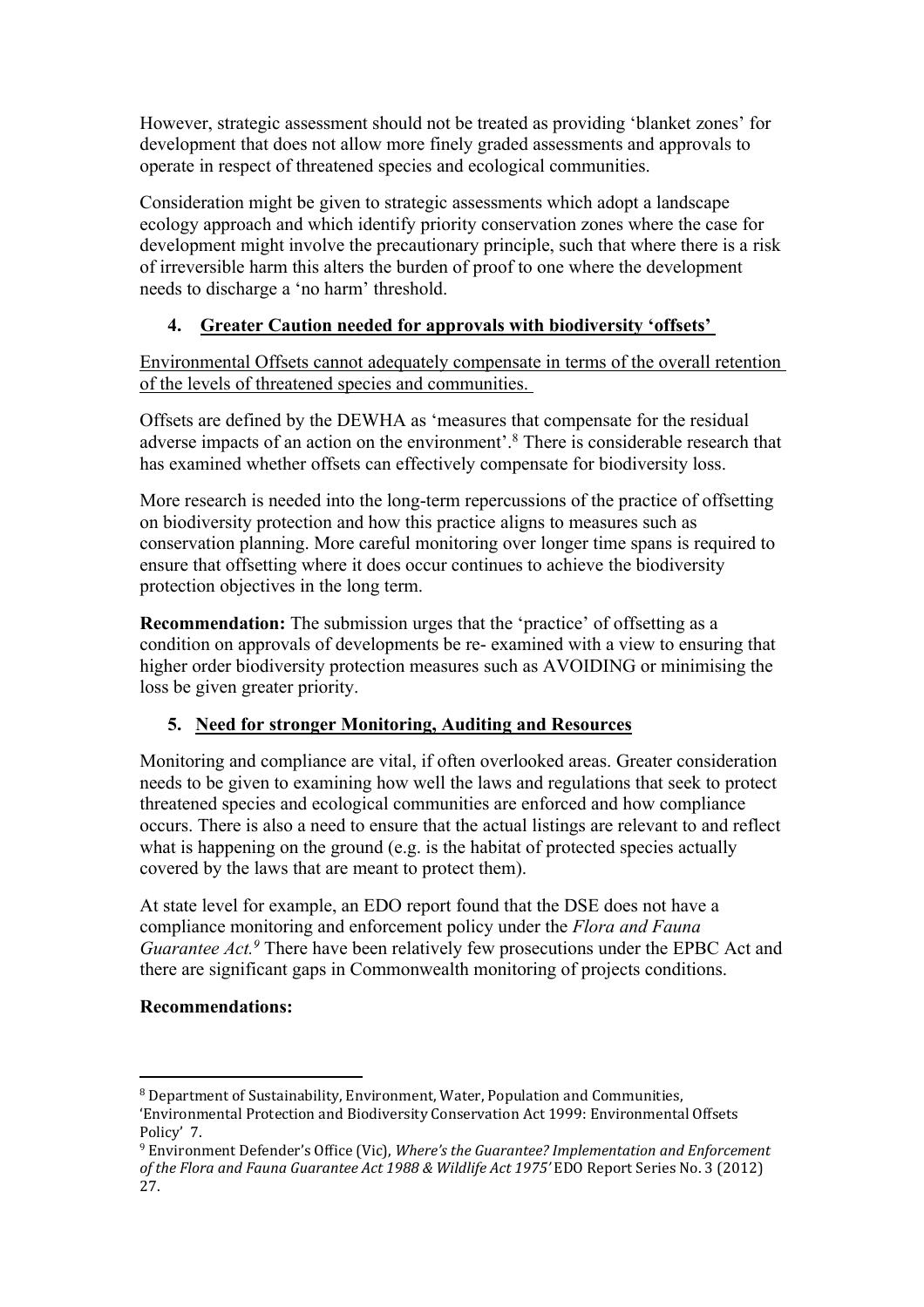However, strategic assessment should not be treated as providing 'blanket zones' for development that does not allow more finely graded assessments and approvals to operate in respect of threatened species and ecological communities.

Consideration might be given to strategic assessments which adopt a landscape ecology approach and which identify priority conservation zones where the case for development might involve the precautionary principle, such that where there is a risk of irreversible harm this alters the burden of proof to one where the development needs to discharge a 'no harm' threshold.

## 4. Greater Caution needed for approvals with biodiversity 'offsets'

Environmental Offsets cannot adequately compensate in terms of the overall retention of the levels of threatened species and communities.

Offsets are defined by the DEWHA as 'measures that compensate for the residual adverse impacts of an action on the environment'.[8] There is considerable research that has examined whether offsets can effectively compensate for biodiversity loss.

More research is needed into the long-term repercussions of the practice of offsetting on biodiversity protection and how this practice aligns to measures such as conservation planning. More careful monitoring over longer time spans is required to ensure that offsetting where it does occur continues to achieve the biodiversity protection objectives in the long term.

**Recommendation:** The submission urges that the 'practice' of offsetting as a condition on approvals of developments be re- examined with a view to ensuring that higher order biodiversity protection measures such as AVOIDING or minimising the loss be given greater priority.

## 5. Need for stronger Monitoring, Auditing and Resources

Monitoring and compliance are vital, if often overlooked areas. Greater consideration needs to be given to examining how well the laws and regulations that seek to protect threatened species and ecological communities are enforced and how compliance occurs. There is also a need to ensure that the actual listings are relevant to and reflect what is happening on the ground (e.g. is the habitat of protected species actually covered by the laws that are meant to protect them).

At state level for example, an EDO report found that the DSE does not have a compliance monitoring and enforcement policy under the *Flora and Fauna Guarantee Act.*[9] There have been relatively few prosecutions under the EPBC Act and there are significant gaps in Commonwealth monitoring of projects conditions.

**Recommendations:**

---

[8] Department of Sustainability, Environment, Water, Population and Communities, 'Environmental Protection and Biodiversity Conservation Act 1999: Environmental Offsets Policy' 7.

[9] Environment Defender's Office (Vic), *Where's the Guarantee? Implementation and Enforcement of the Flora and Fauna Guarantee Act 1988 & Wildlife Act 1975'* EDO Report Series No. 3 (2012) 27.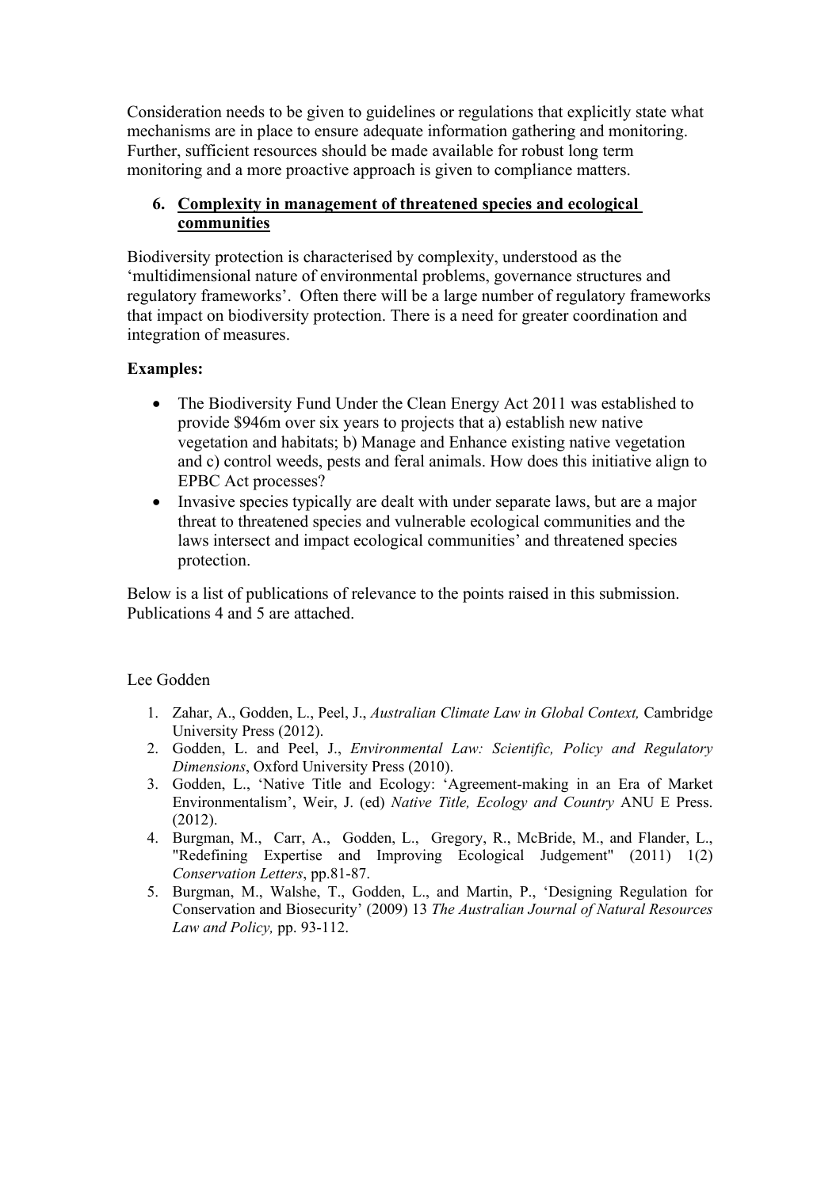Consideration needs to be given to guidelines or regulations that explicitly state what mechanisms are in place to ensure adequate information gathering and monitoring. Further, sufficient resources should be made available for robust long term monitoring and a more proactive approach is given to compliance matters.

## 6. Complexity in management of threatened species and ecological communities

Biodiversity protection is characterised by complexity, understood as the 'multidimensional nature of environmental problems, governance structures and regulatory frameworks'. Often there will be a large number of regulatory frameworks that impact on biodiversity protection. There is a need for greater coordination and integration of measures.

**Examples:**

- The Biodiversity Fund Under the Clean Energy Act 2011 was established to provide $946m over six years to projects that a) establish new native vegetation and habitats; b) Manage and Enhance existing native vegetation and c) control weeds, pests and feral animals. How does this initiative align to EPBC Act processes?
- Invasive species typically are dealt with under separate laws, but are a major threat to threatened species and vulnerable ecological communities and the laws intersect and impact ecological communities' and threatened species protection.

Below is a list of publications of relevance to the points raised in this submission. Publications 4 and 5 are attached.

Lee Godden

1. Zahar, A., Godden, L., Peel, J., *Australian Climate Law in Global Context,* Cambridge University Press (2012).
2. Godden, L. and Peel, J., *Environmental Law: Scientific, Policy and Regulatory Dimensions*, Oxford University Press (2010).
3. Godden, L., 'Native Title and Ecology: 'Agreement-making in an Era of Market Environmentalism', Weir, J. (ed) *Native Title, Ecology and Country* ANU E Press. (2012).
4. Burgman, M., Carr, A., Godden, L., Gregory, R., McBride, M., and Flander, L., "Redefining Expertise and Improving Ecological Judgement" (2011) 1(2) *Conservation Letters*, pp.81-87.
5. Burgman, M., Walshe, T., Godden, L., and Martin, P., 'Designing Regulation for Conservation and Biosecurity' (2009) 13 *The Australian Journal of Natural Resources Law and Policy,* pp. 93-112.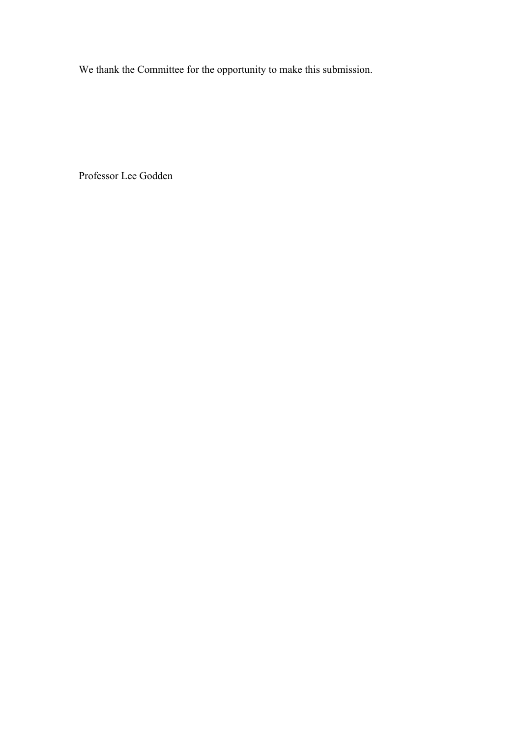We thank the Committee for the opportunity to make this submission.

Professor Lee Godden